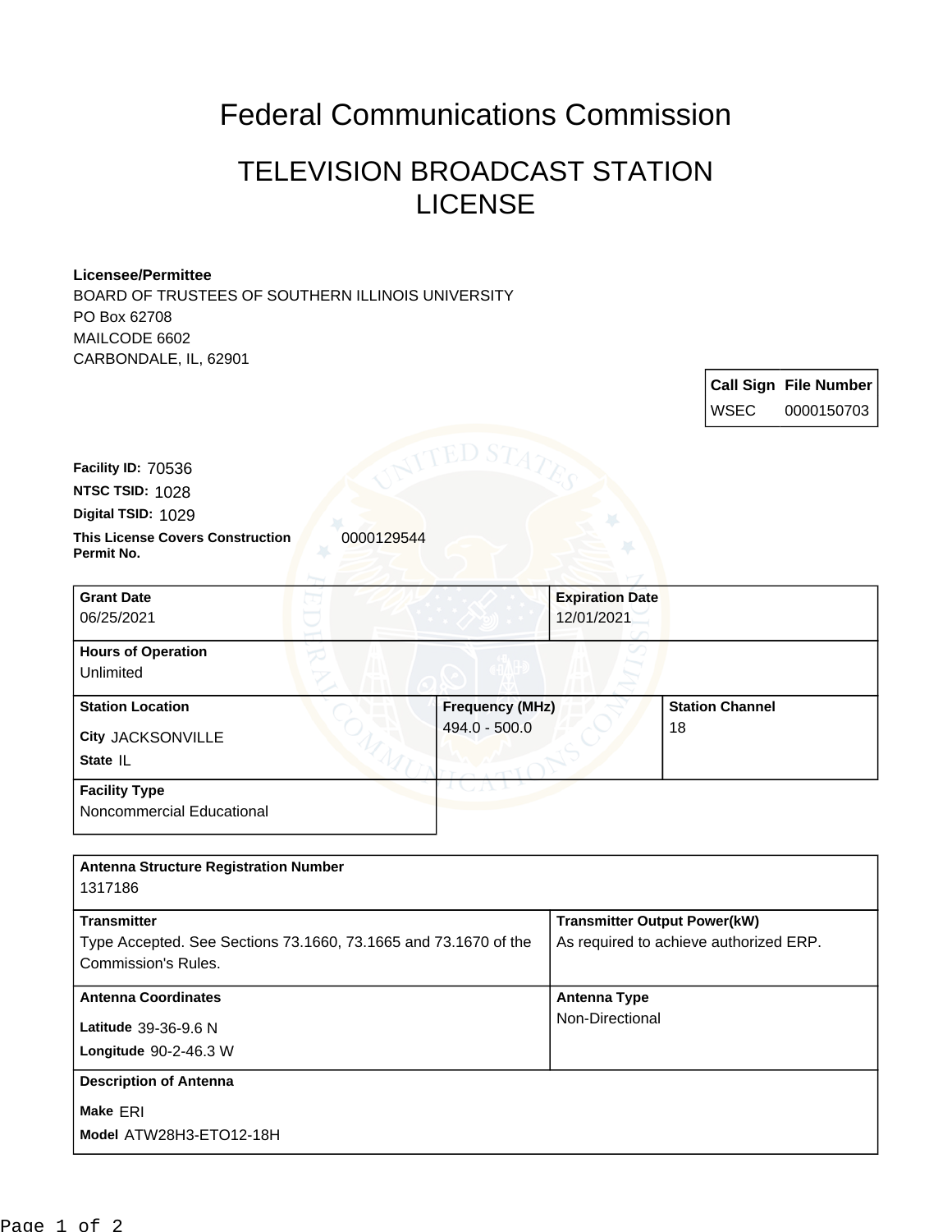# Federal Communications Commission

## TELEVISION BROADCAST STATION LICENSE

**Licensee/Permittee**
BOARD OF TRUSTEES OF SOUTHERN ILLINOIS UNIVERSITY
PO Box 62708
MAILCODE 6602
CARBONDALE, IL, 62901

| Call Sign | File Number |
| --- | --- |
| WSEC | 0000150703 |

**Facility ID:** 70536
**NTSC TSID:** 1028
**Digital TSID:** 1029
**This License Covers Construction Permit No.** 0000129544

| Grant Date | Expiration Date |
| --- | --- |
| 06/25/2021 | 12/01/2021 |

**Hours of Operation**
Unlimited

| Station Location | Frequency (MHz) | Station Channel |
| --- | --- | --- |
| City JACKSONVILLE<br>State IL | 494.0 - 500.0 | 18 |

**Facility Type**
Noncommercial Educational

**Antenna Structure Registration Number**
1317186

| Transmitter | Transmitter Output Power(kW) |
| --- | --- |
| Type Accepted. See Sections 73.1660, 73.1665 and 73.1670 of the Commission's Rules. | As required to achieve authorized ERP. |

| Antenna Coordinates | Antenna Type |
| --- | --- |
| Latitude 39-36-9.6 N<br>Longitude 90-2-46.3 W | Non-Directional |

**Description of Antenna**
Make ERI
Model ATW28H3-ETO12-18H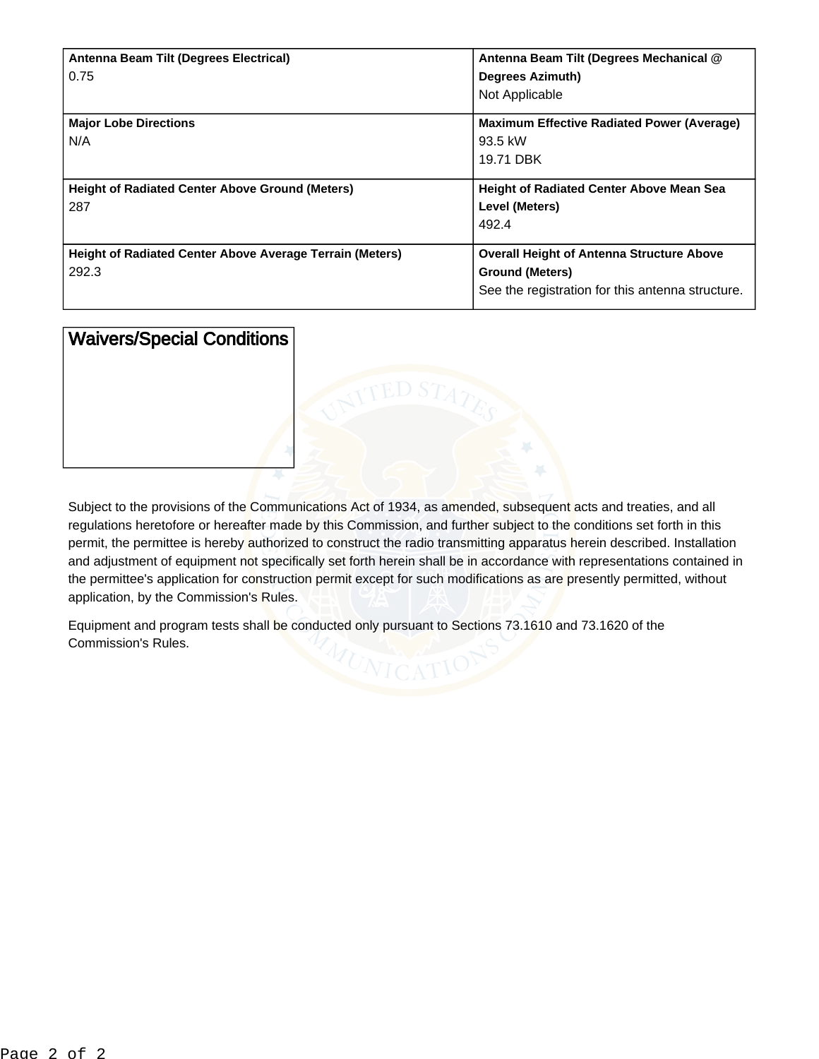| | |
|---|---|
| **Antenna Beam Tilt (Degrees Electrical)**<br>0.75 | **Antenna Beam Tilt (Degrees Mechanical @ Degrees Azimuth)**<br>Not Applicable |
| **Major Lobe Directions**<br>N/A | **Maximum Effective Radiated Power (Average)**<br>93.5 kW<br>19.71 DBK |
| **Height of Radiated Center Above Ground (Meters)**<br>287 | **Height of Radiated Center Above Mean Sea Level (Meters)**<br>492.4 |
| **Height of Radiated Center Above Average Terrain (Meters)**<br>292.3 | **Overall Height of Antenna Structure Above Ground (Meters)**<br>See the registration for this antenna structure. |

## Waivers/Special Conditions

Subject to the provisions of the Communications Act of 1934, as amended, subsequent acts and treaties, and all regulations heretofore or hereafter made by this Commission, and further subject to the conditions set forth in this permit, the permittee is hereby authorized to construct the radio transmitting apparatus herein described. Installation and adjustment of equipment not specifically set forth herein shall be in accordance with representations contained in the permittee's application for construction permit except for such modifications as are presently permitted, without application, by the Commission's Rules.

Equipment and program tests shall be conducted only pursuant to Sections 73.1610 and 73.1620 of the Commission's Rules.